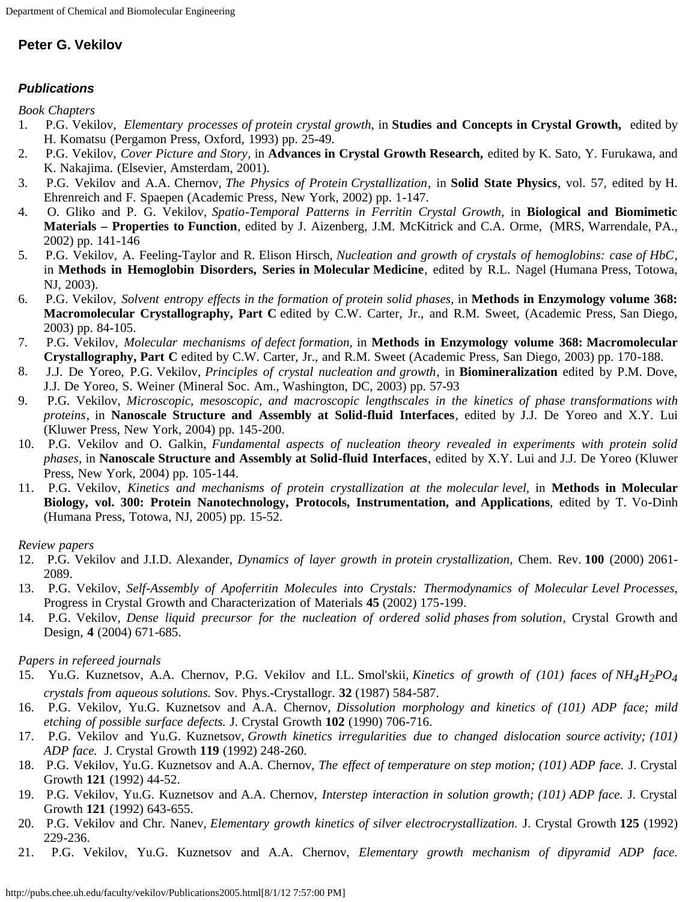## Peter G. Vekilov

### *Publications*

*Book Chapters*

1. P.G. Vekilov, *Elementary processes of protein crystal growth,* in **Studies and Concepts in Crystal Growth,** edited by H. Komatsu (Pergamon Press, Oxford, 1993) pp. 25-49.
2. P.G. Vekilov, *Cover Picture and Story*, in **Advances in Crystal Growth Research,** edited by K. Sato, Y. Furukawa, and K. Nakajima. (Elsevier, Amsterdam, 2001).
3. P.G. Vekilov and A.A. Chernov, *The Physics of Protein Crystallization*, in **Solid State Physics**, vol. 57, edited by H. Ehrenreich and F. Spaepen (Academic Press, New York, 2002) pp. 1-147.
4. O. Gliko and P. G. Vekilov, *Spatio-Temporal Patterns in Ferritin Crystal Growth,* in **Biological and Biomimetic Materials – Properties to Function**, edited by J. Aizenberg, J.M. McKitrick and C.A. Orme, (MRS, Warrendale, PA., 2002) pp. 141-146
5. P.G. Vekilov, A. Feeling-Taylor and R. Elison Hirsch, *Nucleation and growth of crystals of hemoglobins: case of HbC*, in **Methods in Hemoglobin Disorders, Series in Molecular Medicine**, edited by R.L. Nagel (Humana Press, Totowa, NJ, 2003).
6. P.G. Vekilov, *Solvent entropy effects in the formation of protein solid phases,* in **Methods in Enzymology volume 368: Macromolecular Crystallography, Part C** edited by C.W. Carter, Jr., and R.M. Sweet, (Academic Press, San Diego, 2003) pp. 84-105.
7. P.G. Vekilov, *Molecular mechanisms of defect formation,* in **Methods in Enzymology volume 368: Macromolecular Crystallography, Part C** edited by C.W. Carter, Jr., and R.M. Sweet (Academic Press, San Diego, 2003) pp. 170-188.
8. J.J. De Yoreo, P.G. Vekilov, *Principles of crystal nucleation and growth*, in **Biomineralization** edited by P.M. Dove, J.J. De Yoreo, S. Weiner (Mineral Soc. Am., Washington, DC, 2003) pp. 57-93
9. P.G. Vekilov, *Microscopic, mesoscopic, and macroscopic lengthscales in the kinetics of phase transformations with proteins*, in **Nanoscale Structure and Assembly at Solid-fluid Interfaces**, edited by J.J. De Yoreo and X.Y. Lui (Kluwer Press, New York, 2004) pp. 145-200.
10. P.G. Vekilov and O. Galkin, *Fundamental aspects of nucleation theory revealed in experiments with protein solid phases*, in **Nanoscale Structure and Assembly at Solid-fluid Interfaces**, edited by X.Y. Lui and J.J. De Yoreo (Kluwer Press, New York, 2004) pp. 105-144.
11. P.G. Vekilov, *Kinetics and mechanisms of protein crystallization at the molecular level*, in **Methods in Molecular Biology, vol. 300: Protein Nanotechnology, Protocols, Instrumentation, and Applications**, edited by T. Vo-Dinh (Humana Press, Totowa, NJ, 2005) pp. 15-52.

*Review papers*

12. P.G. Vekilov and J.I.D. Alexander, *Dynamics of layer growth in protein crystallization*, Chem. Rev. **100** (2000) 2061-2089.
13. P.G. Vekilov, *Self-Assembly of Apoferritin Molecules into Crystals: Thermodynamics of Molecular Level Processes*, Progress in Crystal Growth and Characterization of Materials **45** (2002) 175-199.
14. P.G. Vekilov, *Dense liquid precursor for the nucleation of ordered solid phases from solution*, Crystal Growth and Design, **4** (2004) 671-685.

*Papers in refereed journals*

15. Yu.G. Kuznetsov, A.A. Chernov, P.G. Vekilov and I.L. Smol'skii, *Kinetics of growth of (101) faces of $NH_4H_2PO_4$ crystals from aqueous solutions.* Sov. Phys.-Crystallogr. **32** (1987) 584-587.
16. P.G. Vekilov, Yu.G. Kuznetsov and A.A. Chernov, *Dissolution morphology and kinetics of (101) ADP face; mild etching of possible surface defects.* J. Crystal Growth **102** (1990) 706-716.
17. P.G. Vekilov and Yu.G. Kuznetsov, *Growth kinetics irregularities due to changed dislocation source activity; (101) ADP face.* J. Crystal Growth **119** (1992) 248-260.
18. P.G. Vekilov, Yu.G. Kuznetsov and A.A. Chernov, *The effect of temperature on step motion; (101) ADP face.* J. Crystal Growth **121** (1992) 44-52.
19. P.G. Vekilov, Yu.G. Kuznetsov and A.A. Chernov, *Interstep interaction in solution growth; (101) ADP face.* J. Crystal Growth **121** (1992) 643-655.
20. P.G. Vekilov and Chr. Nanev, *Elementary growth kinetics of silver electrocrystallization.* J. Crystal Growth **125** (1992) 229-236.
21. P.G. Vekilov, Yu.G. Kuznetsov and A.A. Chernov, *Elementary growth mechanism of dipyramid ADP face.*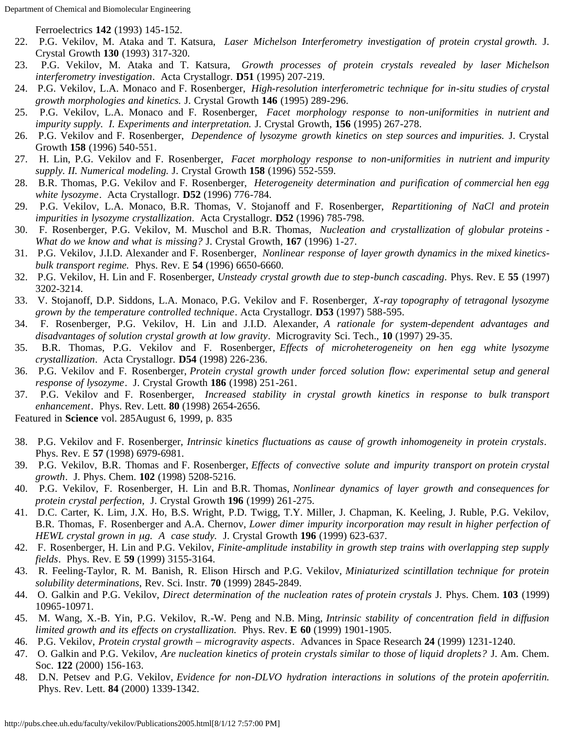Ferroelectrics **142** (1993) 145-152.

22. P.G. Vekilov, M. Ataka and T. Katsura, *Laser Michelson Interferometry investigation of protein crystal growth.* J. Crystal Growth **130** (1993) 317-320.
23. P.G. Vekilov, M. Ataka and T. Katsura, *Growth processes of protein crystals revealed by laser Michelson interferometry investigation*. Acta Crystallogr. **D51** (1995) 207-219.
24. P.G. Vekilov, L.A. Monaco and F. Rosenberger, *High-resolution interferometric technique for in-situ studies of crystal growth morphologies and kinetics.* J. Crystal Growth **146** (1995) 289-296.
25. P.G. Vekilov, L.A. Monaco and F. Rosenberger, *Facet morphology response to non-uniformities in nutrient and impurity supply. I. Experiments and interpretation.* J. Crystal Growth, **156** (1995) 267-278.
26. P.G. Vekilov and F. Rosenberger, *Dependence of lysozyme growth kinetics on step sources and impurities.* J. Crystal Growth **158** (1996) 540-551.
27. H. Lin, P.G. Vekilov and F. Rosenberger, *Facet morphology response to non-uniformities in nutrient and impurity supply. II. Numerical modeling.* J. Crystal Growth **158** (1996) 552-559.
28. B.R. Thomas, P.G. Vekilov and F. Rosenberger, *Heterogeneity determination and purification of commercial hen egg white lysozyme*. Acta Crystallogr. **D52** (1996) 776-784.
29. P.G. Vekilov, L.A. Monaco, B.R. Thomas, V. Stojanoff and F. Rosenberger, *Repartitioning of NaCl and protein impurities in lysozyme crystallization*. Acta Crystallogr. **D52** (1996) 785-798.
30. F. Rosenberger, P.G. Vekilov, M. Muschol and B.R. Thomas, *Nucleation and crystallization of globular proteins - What do we know and what is missing?* J. Crystal Growth, **167** (1996) 1-27.
31. P.G. Vekilov, J.I.D. Alexander and F. Rosenberger, *Nonlinear response of layer growth dynamics in the mixed kinetics-bulk transport regime.* Phys. Rev. E **54** (1996) 6650-6660.
32. P.G. Vekilov, H. Lin and F. Rosenberger, *Unsteady crystal growth due to step-bunch cascading*. Phys. Rev. E **55** (1997) 3202-3214.
33. V. Stojanoff, D.P. Siddons, L.A. Monaco, P.G. Vekilov and F. Rosenberger, *X-ray topography of tetragonal lysozyme grown by the temperature controlled technique*. Acta Crystallogr. **D53** (1997) 588-595.
34. F. Rosenberger, P.G. Vekilov, H. Lin and J.I.D. Alexander, *A rationale for system-dependent advantages and disadvantages of solution crystal growth at low gravity*. Microgravity Sci. Tech., **10** (1997) 29-35.
35. B.R. Thomas, P.G. Vekilov and F. Rosenberger, *Effects of microheterogeneity on hen egg white lysozyme crystallization*. Acta Crystallogr. **D54** (1998) 226-236.
36. P.G. Vekilov and F. Rosenberger, *Protein crystal growth under forced solution flow: experimental setup and general response of lysozyme*. J. Crystal Growth **186** (1998) 251-261.
37. P.G. Vekilov and F. Rosenberger, *Increased stability in crystal growth kinetics in response to bulk transport enhancement*. Phys. Rev. Lett. **80** (1998) 2654-2656.

Featured in **Science** vol. 285August 6, 1999, p. 835

38. P.G. Vekilov and F. Rosenberger, *Intrinsic kinetics fluctuations as cause of growth inhomogeneity in protein crystals*. Phys. Rev. E **57** (1998) 6979-6981.
39. P.G. Vekilov, B.R. Thomas and F. Rosenberger, *Effects of convective solute and impurity transport on protein crystal growth*. J. Phys. Chem. **102** (1998) 5208-5216.
40. P.G. Vekilov, F. Rosenberger, H. Lin and B.R. Thomas, *Nonlinear dynamics of layer growth and consequences for protein crystal perfection,* J. Crystal Growth **196** (1999) 261-275.
41. D.C. Carter, K. Lim, J.X. Ho, B.S. Wright, P.D. Twigg, T.Y. Miller, J. Chapman, K. Keeling, J. Ruble, P.G. Vekilov, B.R. Thomas, F. Rosenberger and A.A. Chernov, *Lower dimer impurity incorporation may result in higher perfection of HEWL crystal grown in μg. A case study.* J. Crystal Growth **196** (1999) 623-637.
42. F. Rosenberger, H. Lin and P.G. Vekilov, *Finite-amplitude instability in growth step trains with overlapping step supply fields*. Phys. Rev. E **59** (1999) 3155-3164.
43. R. Feeling-Taylor, R. M. Banish, R. Elison Hirsch and P.G. Vekilov, *Miniaturized scintillation technique for protein solubility determinations,* Rev. Sci. Instr. **70** (1999) 2845-2849.
44. O. Galkin and P.G. Vekilov, *Direct determination of the nucleation rates of protein crystals* J. Phys. Chem. **103** (1999) 10965-10971.
45. M. Wang, X.-B. Yin, P.G. Vekilov, R.-W. Peng and N.B. Ming, *Intrinsic stability of concentration field in diffusion limited growth and its effects on crystallization.* Phys. Rev. **E 60** (1999) 1901-1905.
46. P.G. Vekilov, *Protein crystal growth – microgravity aspects*. Advances in Space Research **24** (1999) 1231-1240.
47. O. Galkin and P.G. Vekilov, *Are nucleation kinetics of protein crystals similar to those of liquid droplets?* J. Am. Chem. Soc. **122** (2000) 156-163.
48. D.N. Petsev and P.G. Vekilov, *Evidence for non-DLVO hydration interactions in solutions of the protein apoferritin.* Phys. Rev. Lett. **84** (2000) 1339-1342.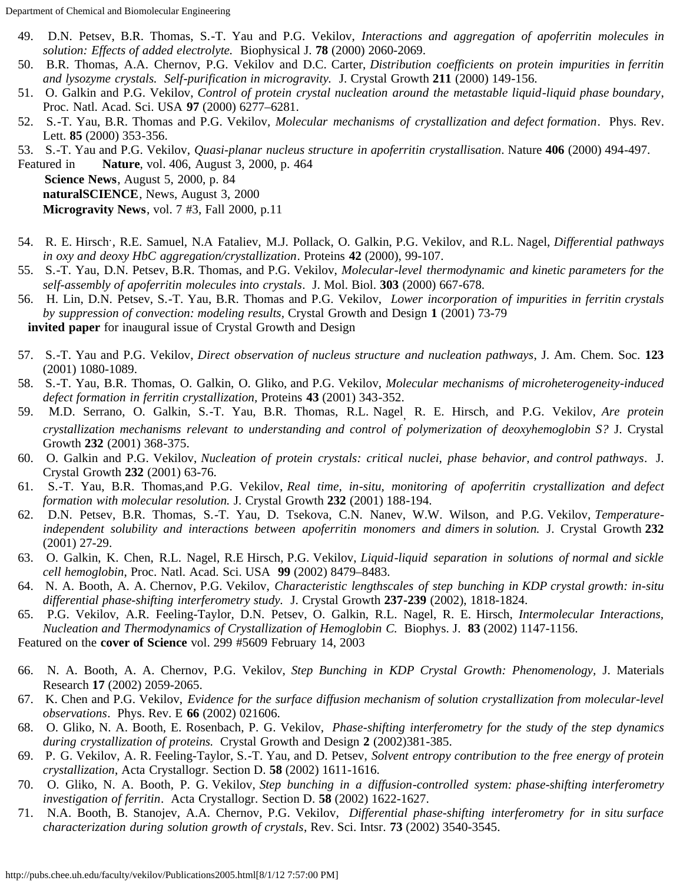49. D.N. Petsev, B.R. Thomas, S.-T. Yau and P.G. Vekilov, *Interactions and aggregation of apoferritin molecules in solution: Effects of added electrolyte.* Biophysical J. **78** (2000) 2060-2069.
50. B.R. Thomas, A.A. Chernov, P.G. Vekilov and D.C. Carter, *Distribution coefficients on protein impurities in ferritin and lysozyme crystals. Self-purification in microgravity.* J. Crystal Growth **211** (2000) 149-156.
51. O. Galkin and P.G. Vekilov, *Control of protein crystal nucleation around the metastable liquid-liquid phase boundary*, Proc. Natl. Acad. Sci. USA **97** (2000) 6277–6281.
52. S.-T. Yau, B.R. Thomas and P.G. Vekilov, *Molecular mechanisms of crystallization and defect formation*. Phys. Rev. Lett. **85** (2000) 353-356.
53. S.-T. Yau and P.G. Vekilov, *Quasi-planar nucleus structure in apoferritin crystallisation*. Nature **406** (2000) 494-497.

Featured in **Nature**, vol. 406, August 3, 2000, p. 464
**Science News**, August 5, 2000, p. 84
**naturalSCIENCE**, News, August 3, 2000
**Microgravity News**, vol. 7 #3, Fall 2000, p.11

54. R. E. Hirsch·, R.E. Samuel, N.A Fataliev, M.J. Pollack, O. Galkin, P.G. Vekilov, and R.L. Nagel, *Differential pathways in oxy and deoxy HbC aggregation/crystallization*. Proteins **42** (2000), 99-107.
55. S.-T. Yau, D.N. Petsev, B.R. Thomas, and P.G. Vekilov, *Molecular-level thermodynamic and kinetic parameters for the self-assembly of apoferritin molecules into crystals*. J. Mol. Biol. **303** (2000) 667-678.
56. H. Lin, D.N. Petsev, S.-T. Yau, B.R. Thomas and P.G. Vekilov, *Lower incorporation of impurities in ferritin crystals by suppression of convection: modeling results,* Crystal Growth and Design **1** (2001) 73-79

**invited paper** for inaugural issue of Crystal Growth and Design

57. S.-T. Yau and P.G. Vekilov, *Direct observation of nucleus structure and nucleation pathways*, J. Am. Chem. Soc. **123** (2001) 1080-1089.
58. S.-T. Yau, B.R. Thomas, O. Galkin, O. Gliko, and P.G. Vekilov, *Molecular mechanisms of microheterogeneity-induced defect formation in ferritin crystallization,* Proteins **43** (2001) 343-352.
59. M.D. Serrano, O. Galkin, S.-T. Yau, B.R. Thomas, R.L. Nagel, R. E. Hirsch, and P.G. Vekilov, *Are protein crystallization mechanisms relevant to understanding and control of polymerization of deoxyhemoglobin S?* J. Crystal Growth **232** (2001) 368-375.
60. O. Galkin and P.G. Vekilov, *Nucleation of protein crystals: critical nuclei, phase behavior, and control pathways*. J. Crystal Growth **232** (2001) 63-76.
61. S.-T. Yau, B.R. Thomas,and P.G. Vekilov, *Real time, in-situ, monitoring of apoferritin crystallization and defect formation with molecular resolution.* J. Crystal Growth **232** (2001) 188-194.
62. D.N. Petsev, B.R. Thomas, S.-T. Yau, D. Tsekova, C.N. Nanev, W.W. Wilson, and P.G. Vekilov, *Temperature-independent solubility and interactions between apoferritin monomers and dimers in solution.* J. Crystal Growth **232** (2001) 27-29.
63. O. Galkin, K. Chen, R.L. Nagel, R.E Hirsch, P.G. Vekilov, *Liquid-liquid separation in solutions of normal and sickle cell hemoglobin*, Proc. Natl. Acad. Sci. USA **99** (2002) 8479–8483.
64. N. A. Booth, A. A. Chernov, P.G. Vekilov, *Characteristic lengthscales of step bunching in KDP crystal growth: in-situ differential phase-shifting interferometry study.* J. Crystal Growth **237-239** (2002), 1818-1824.
65. P.G. Vekilov, A.R. Feeling-Taylor, D.N. Petsev, O. Galkin, R.L. Nagel, R. E. Hirsch, *Intermolecular Interactions, Nucleation and Thermodynamics of Crystallization of Hemoglobin C.* Biophys. J. **83** (2002) 1147-1156.

Featured on the **cover of Science** vol. 299 #5609 February 14, 2003

66. N. A. Booth, A. A. Chernov, P.G. Vekilov, *Step Bunching in KDP Crystal Growth: Phenomenology*, J. Materials Research **17** (2002) 2059-2065.
67. K. Chen and P.G. Vekilov, *Evidence for the surface diffusion mechanism of solution crystallization from molecular-level observations*. Phys. Rev. E **66** (2002) 021606.
68. O. Gliko, N. A. Booth, E. Rosenbach, P. G. Vekilov, *Phase-shifting interferometry for the study of the step dynamics during crystallization of proteins.* Crystal Growth and Design **2** (2002)381-385.
69. P. G. Vekilov, A. R. Feeling-Taylor, S.-T. Yau, and D. Petsev, *Solvent entropy contribution to the free energy of protein crystallization*, Acta Crystallogr. Section D. **58** (2002) 1611-1616.
70. O. Gliko, N. A. Booth, P. G. Vekilov, *Step bunching in a diffusion-controlled system: phase-shifting interferometry investigation of ferritin*. Acta Crystallogr. Section D. **58** (2002) 1622-1627.
71. N.A. Booth, B. Stanojev, A.A. Chernov, P.G. Vekilov, *Differential phase-shifting interferometry for in situ surface characterization during solution growth of crystals*, Rev. Sci. Intsr. **73** (2002) 3540-3545.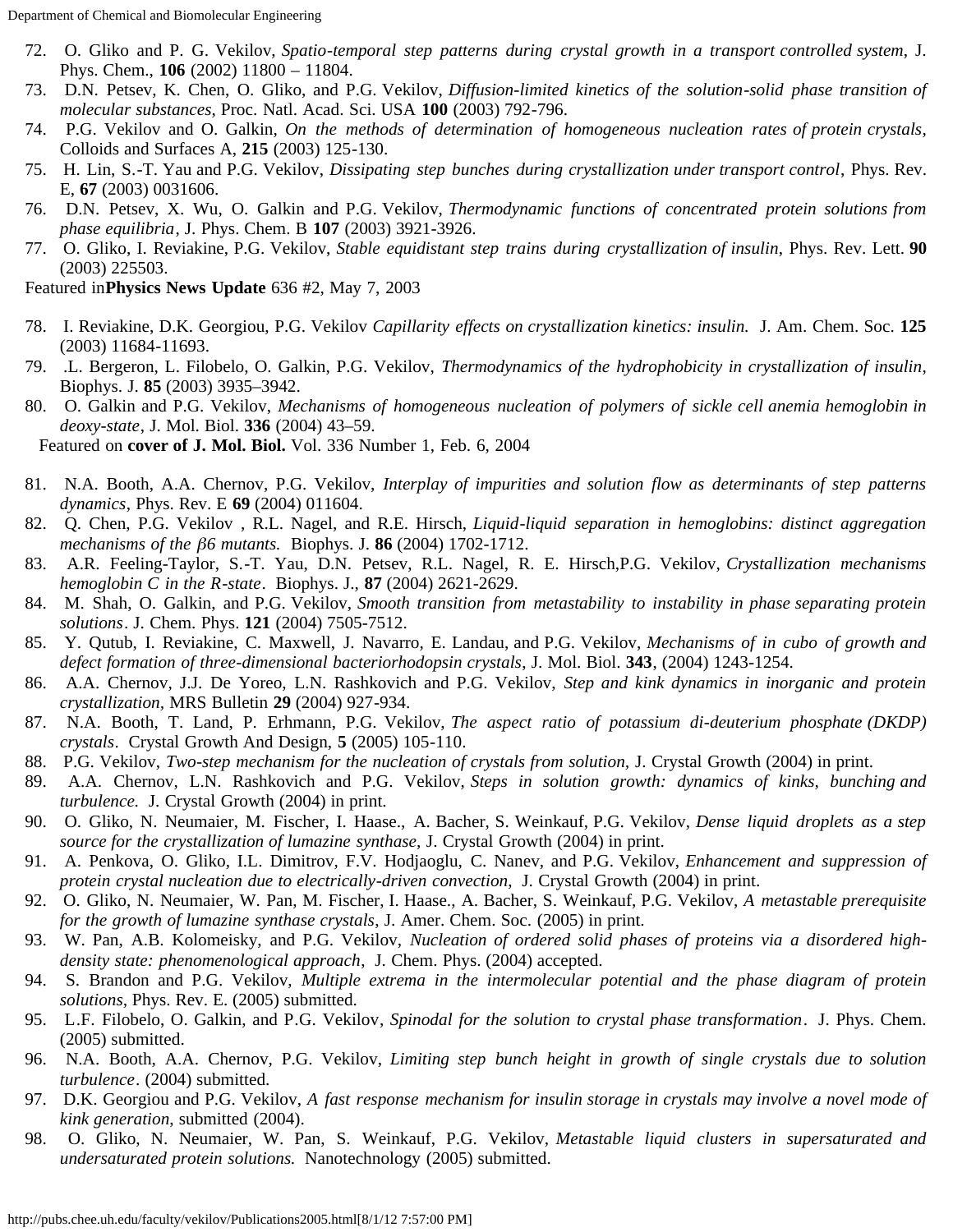72. O. Gliko and P. G. Vekilov, *Spatio-temporal step patterns during crystal growth in a transport controlled system*, J. Phys. Chem., **106** (2002) 11800 – 11804.
73. D.N. Petsev, K. Chen, O. Gliko, and P.G. Vekilov, *Diffusion-limited kinetics of the solution-solid phase transition of molecular substances*, Proc. Natl. Acad. Sci. USA **100** (2003) 792-796.
74. P.G. Vekilov and O. Galkin, *On the methods of determination of homogeneous nucleation rates of protein crystals*, Colloids and Surfaces A, **215** (2003) 125-130.
75. H. Lin, S.-T. Yau and P.G. Vekilov, *Dissipating step bunches during crystallization under transport control*, Phys. Rev. E, **67** (2003) 0031606.
76. D.N. Petsev, X. Wu, O. Galkin and P.G. Vekilov, *Thermodynamic functions of concentrated protein solutions from phase equilibria*, J. Phys. Chem. B **107** (2003) 3921-3926.
77. O. Gliko, I. Reviakine, P.G. Vekilov, *Stable equidistant step trains during crystallization of insulin*, Phys. Rev. Lett. **90** (2003) 225503.

Featured in**Physics News Update** 636 #2, May 7, 2003

78. I. Reviakine, D.K. Georgiou, P.G. Vekilov *Capillarity effects on crystallization kinetics: insulin.* J. Am. Chem. Soc. **125** (2003) 11684-11693.
79. .L. Bergeron, L. Filobelo, O. Galkin, P.G. Vekilov, *Thermodynamics of the hydrophobicity in crystallization of insulin*, Biophys. J. **85** (2003) 3935–3942.
80. O. Galkin and P.G. Vekilov, *Mechanisms of homogeneous nucleation of polymers of sickle cell anemia hemoglobin in deoxy-state*, J. Mol. Biol. **336** (2004) 43–59.

Featured on **cover of J. Mol. Biol.** Vol. 336 Number 1, Feb. 6, 2004

81. N.A. Booth, A.A. Chernov, P.G. Vekilov, *Interplay of impurities and solution flow as determinants of step patterns dynamics*, Phys. Rev. E **69** (2004) 011604.
82. Q. Chen, P.G. Vekilov , R.L. Nagel, and R.E. Hirsch, *Liquid-liquid separation in hemoglobins: distinct aggregation mechanisms of the β6 mutants.* Biophys. J. **86** (2004) 1702-1712.
83. A.R. Feeling-Taylor, S.-T. Yau, D.N. Petsev, R.L. Nagel, R. E. Hirsch,P.G. Vekilov, *Crystallization mechanisms hemoglobin C in the R-state*. Biophys. J., **87** (2004) 2621-2629.
84. M. Shah, O. Galkin, and P.G. Vekilov, *Smooth transition from metastability to instability in phase separating protein solutions*. J. Chem. Phys. **121** (2004) 7505-7512.
85. Y. Qutub, I. Reviakine, C. Maxwell, J. Navarro, E. Landau, and P.G. Vekilov, *Mechanisms of in cubo of growth and defect formation of three-dimensional bacteriorhodopsin crystals*, J. Mol. Biol. **343**, (2004) 1243-1254.
86. A.A. Chernov, J.J. De Yoreo, L.N. Rashkovich and P.G. Vekilov, *Step and kink dynamics in inorganic and protein crystallization*, MRS Bulletin **29** (2004) 927-934.
87. N.A. Booth, T. Land, P. Erhmann, P.G. Vekilov, *The aspect ratio of potassium di-deuterium phosphate (DKDP) crystals*. Crystal Growth And Design, **5** (2005) 105-110.
88. P.G. Vekilov, *Two-step mechanism for the nucleation of crystals from solution*, J. Crystal Growth (2004) in print.
89. A.A. Chernov, L.N. Rashkovich and P.G. Vekilov, *Steps in solution growth: dynamics of kinks, bunching and turbulence.* J. Crystal Growth (2004) in print.
90. O. Gliko, N. Neumaier, M. Fischer, I. Haase., A. Bacher, S. Weinkauf, P.G. Vekilov, *Dense liquid droplets as a step source for the crystallization of lumazine synthase*, J. Crystal Growth (2004) in print.
91. A. Penkova, O. Gliko, I.L. Dimitrov, F.V. Hodjaoglu, C. Nanev, and P.G. Vekilov, *Enhancement and suppression of protein crystal nucleation due to electrically-driven convection*, J. Crystal Growth (2004) in print.
92. O. Gliko, N. Neumaier, W. Pan, M. Fischer, I. Haase., A. Bacher, S. Weinkauf, P.G. Vekilov, *A metastable prerequisite for the growth of lumazine synthase crystals*, J. Amer. Chem. Soc. (2005) in print.
93. W. Pan, A.B. Kolomeisky, and P.G. Vekilov, *Nucleation of ordered solid phases of proteins via a disordered high-density state: phenomenological approach*, J. Chem. Phys. (2004) accepted.
94. S. Brandon and P.G. Vekilov, *Multiple extrema in the intermolecular potential and the phase diagram of protein solutions*, Phys. Rev. E. (2005) submitted.
95. L.F. Filobelo, O. Galkin, and P.G. Vekilov, *Spinodal for the solution to crystal phase transformation*. J. Phys. Chem. (2005) submitted.
96. N.A. Booth, A.A. Chernov, P.G. Vekilov, *Limiting step bunch height in growth of single crystals due to solution turbulence*. (2004) submitted.
97. D.K. Georgiou and P.G. Vekilov, *A fast response mechanism for insulin storage in crystals may involve a novel mode of kink generation*, submitted (2004).
98. O. Gliko, N. Neumaier, W. Pan, S. Weinkauf, P.G. Vekilov, *Metastable liquid clusters in supersaturated and undersaturated protein solutions.* Nanotechnology (2005) submitted.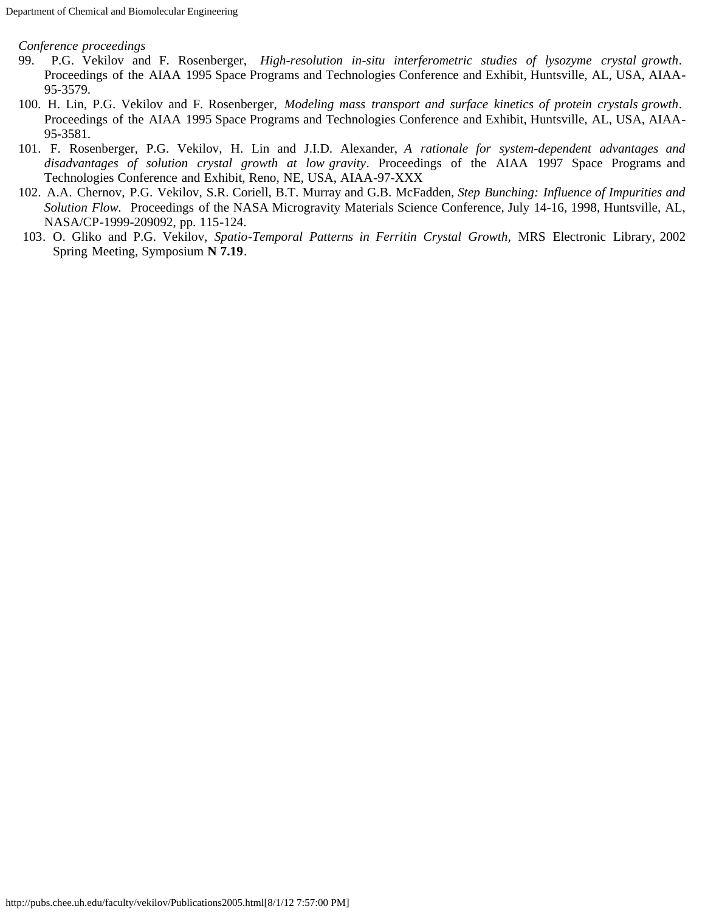*Conference proceedings*

99. P.G. Vekilov and F. Rosenberger, *High-resolution in-situ interferometric studies of lysozyme crystal growth*. Proceedings of the AIAA 1995 Space Programs and Technologies Conference and Exhibit, Huntsville, AL, USA, AIAA-95-3579.
100. H. Lin, P.G. Vekilov and F. Rosenberger, *Modeling mass transport and surface kinetics of protein crystals growth*. Proceedings of the AIAA 1995 Space Programs and Technologies Conference and Exhibit, Huntsville, AL, USA, AIAA-95-3581.
101. F. Rosenberger, P.G. Vekilov, H. Lin and J.I.D. Alexander, *A rationale for system-dependent advantages and disadvantages of solution crystal growth at low gravity*. Proceedings of the AIAA 1997 Space Programs and Technologies Conference and Exhibit, Reno, NE, USA, AIAA-97-XXX
102. A.A. Chernov, P.G. Vekilov, S.R. Coriell, B.T. Murray and G.B. McFadden, *Step Bunching: Influence of Impurities and Solution Flow*. Proceedings of the NASA Microgravity Materials Science Conference, July 14-16, 1998, Huntsville, AL, NASA/CP-1999-209092, pp. 115-124.
103. O. Gliko and P.G. Vekilov, *Spatio-Temporal Patterns in Ferritin Crystal Growth*, MRS Electronic Library, 2002 Spring Meeting, Symposium **N 7.19**.